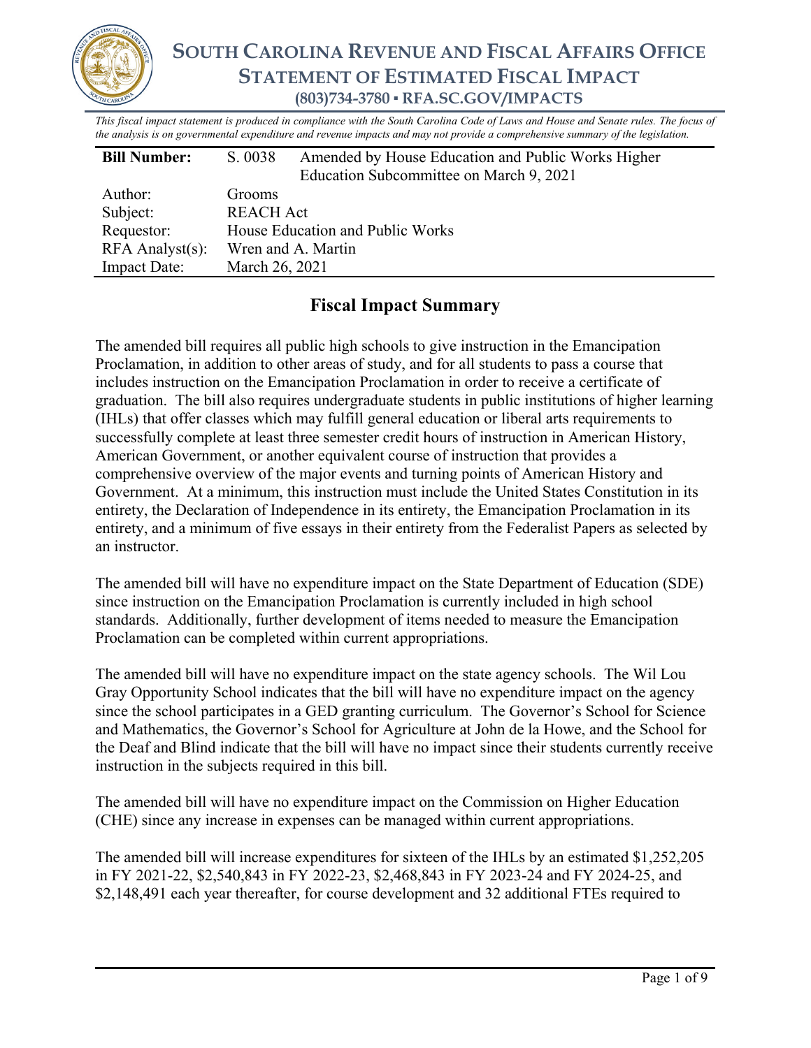# South Carolina Revenue and Fiscal Affairs Office

## Statement of Estimated Fiscal Impact

**(803)734-3780 ▪ RFA.SC.GOV/IMPACTS**

*This fiscal impact statement is produced in compliance with the South Carolina Code of Laws and House and Senate rules. The focus of the analysis is on governmental expenditure and revenue impacts and may not provide a comprehensive summary of the legislation.*

| **Bill Number:** | S. 0038 Amended by House Education and Public Works Higher Education Subcommittee on March 9, 2021 |
|---|---|
| Author: | Grooms |
| Subject: | REACH Act |
| Requestor: | House Education and Public Works |
| RFA Analyst(s): | Wren and A. Martin |
| Impact Date: | March 26, 2021 |

## Fiscal Impact Summary

The amended bill requires all public high schools to give instruction in the Emancipation Proclamation, in addition to other areas of study, and for all students to pass a course that includes instruction on the Emancipation Proclamation in order to receive a certificate of graduation. The bill also requires undergraduate students in public institutions of higher learning (IHLs) that offer classes which may fulfill general education or liberal arts requirements to successfully complete at least three semester credit hours of instruction in American History, American Government, or another equivalent course of instruction that provides a comprehensive overview of the major events and turning points of American History and Government. At a minimum, this instruction must include the United States Constitution in its entirety, the Declaration of Independence in its entirety, the Emancipation Proclamation in its entirety, and a minimum of five essays in their entirety from the Federalist Papers as selected by an instructor.

The amended bill will have no expenditure impact on the State Department of Education (SDE) since instruction on the Emancipation Proclamation is currently included in high school standards. Additionally, further development of items needed to measure the Emancipation Proclamation can be completed within current appropriations.

The amended bill will have no expenditure impact on the state agency schools. The Wil Lou Gray Opportunity School indicates that the bill will have no expenditure impact on the agency since the school participates in a GED granting curriculum. The Governor's School for Science and Mathematics, the Governor's School for Agriculture at John de la Howe, and the School for the Deaf and Blind indicate that the bill will have no impact since their students currently receive instruction in the subjects required in this bill.

The amended bill will have no expenditure impact on the Commission on Higher Education (CHE) since any increase in expenses can be managed within current appropriations.

The amended bill will increase expenditures for sixteen of the IHLs by an estimated $1,252,205 in FY 2021-22, $2,540,843 in FY 2022-23, $2,468,843 in FY 2023-24 and FY 2024-25, and $2,148,491 each year thereafter, for course development and 32 additional FTEs required to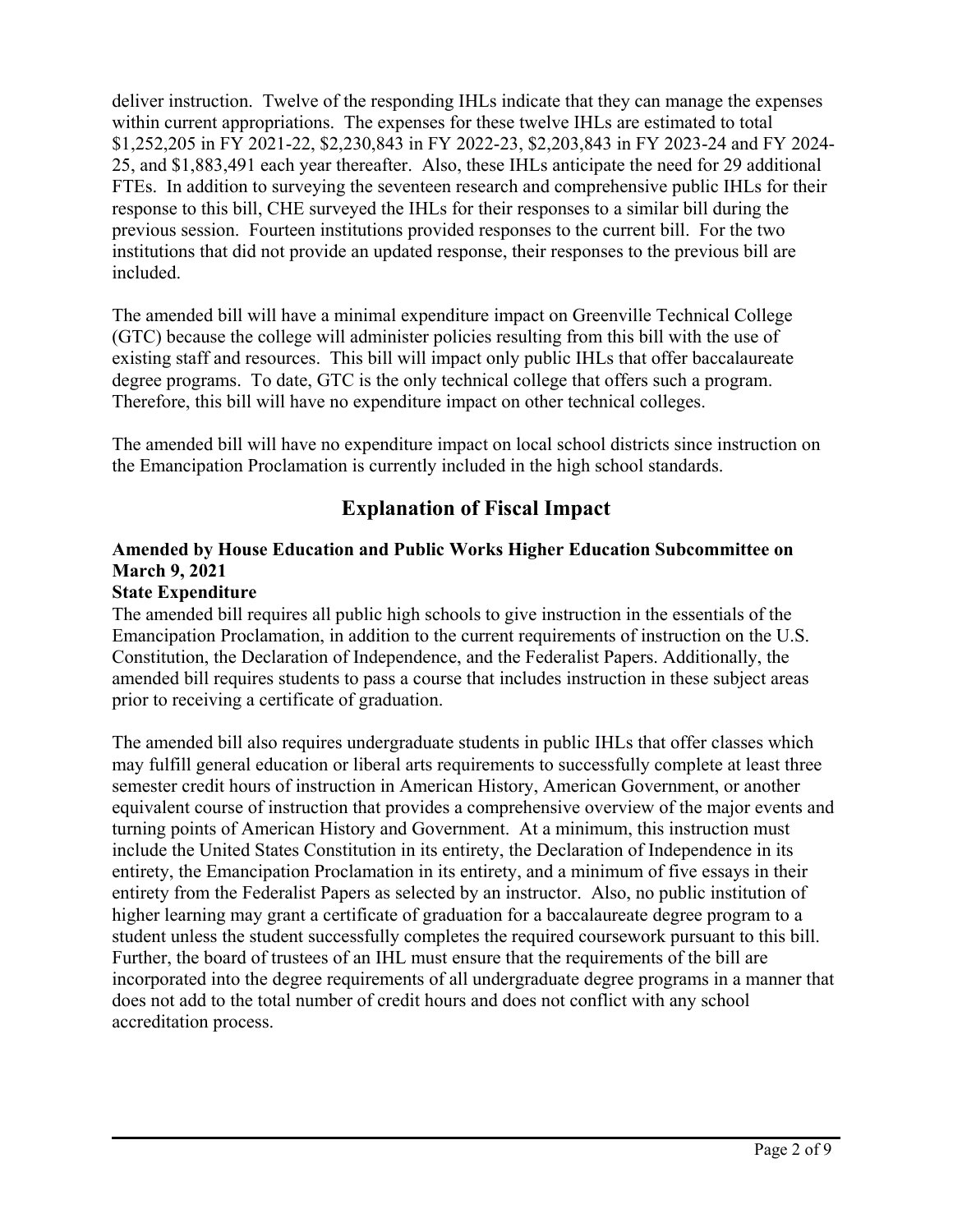deliver instruction. Twelve of the responding IHLs indicate that they can manage the expenses within current appropriations. The expenses for these twelve IHLs are estimated to total $1,252,205 in FY 2021-22, $2,230,843 in FY 2022-23, $2,203,843 in FY 2023-24 and FY 2024-25, and $1,883,491 each year thereafter. Also, these IHLs anticipate the need for 29 additional FTEs. In addition to surveying the seventeen research and comprehensive public IHLs for their response to this bill, CHE surveyed the IHLs for their responses to a similar bill during the previous session. Fourteen institutions provided responses to the current bill. For the two institutions that did not provide an updated response, their responses to the previous bill are included.

The amended bill will have a minimal expenditure impact on Greenville Technical College (GTC) because the college will administer policies resulting from this bill with the use of existing staff and resources. This bill will impact only public IHLs that offer baccalaureate degree programs. To date, GTC is the only technical college that offers such a program. Therefore, this bill will have no expenditure impact on other technical colleges.

The amended bill will have no expenditure impact on local school districts since instruction on the Emancipation Proclamation is currently included in the high school standards.

## Explanation of Fiscal Impact

**Amended by House Education and Public Works Higher Education Subcommittee on March 9, 2021**

**State Expenditure**

The amended bill requires all public high schools to give instruction in the essentials of the Emancipation Proclamation, in addition to the current requirements of instruction on the U.S. Constitution, the Declaration of Independence, and the Federalist Papers. Additionally, the amended bill requires students to pass a course that includes instruction in these subject areas prior to receiving a certificate of graduation.

The amended bill also requires undergraduate students in public IHLs that offer classes which may fulfill general education or liberal arts requirements to successfully complete at least three semester credit hours of instruction in American History, American Government, or another equivalent course of instruction that provides a comprehensive overview of the major events and turning points of American History and Government. At a minimum, this instruction must include the United States Constitution in its entirety, the Declaration of Independence in its entirety, the Emancipation Proclamation in its entirety, and a minimum of five essays in their entirety from the Federalist Papers as selected by an instructor. Also, no public institution of higher learning may grant a certificate of graduation for a baccalaureate degree program to a student unless the student successfully completes the required coursework pursuant to this bill. Further, the board of trustees of an IHL must ensure that the requirements of the bill are incorporated into the degree requirements of all undergraduate degree programs in a manner that does not add to the total number of credit hours and does not conflict with any school accreditation process.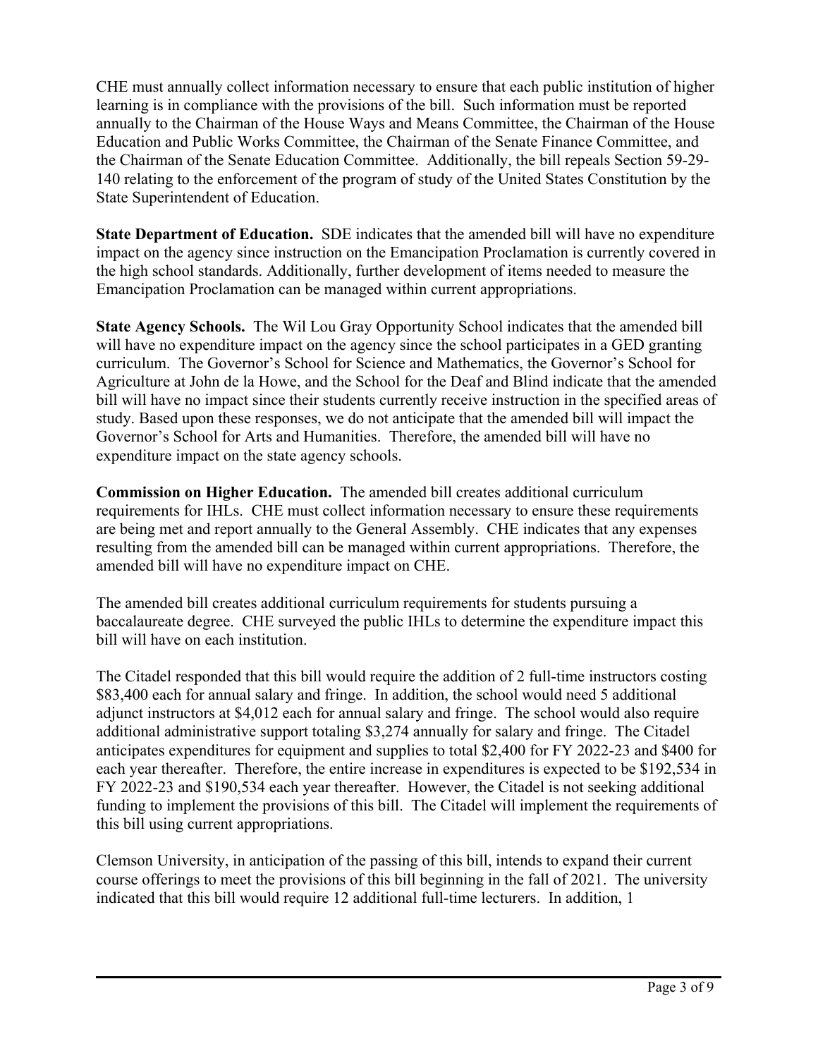CHE must annually collect information necessary to ensure that each public institution of higher learning is in compliance with the provisions of the bill. Such information must be reported annually to the Chairman of the House Ways and Means Committee, the Chairman of the House Education and Public Works Committee, the Chairman of the Senate Finance Committee, and the Chairman of the Senate Education Committee. Additionally, the bill repeals Section 59-29-140 relating to the enforcement of the program of study of the United States Constitution by the State Superintendent of Education.

**State Department of Education.** SDE indicates that the amended bill will have no expenditure impact on the agency since instruction on the Emancipation Proclamation is currently covered in the high school standards. Additionally, further development of items needed to measure the Emancipation Proclamation can be managed within current appropriations.

**State Agency Schools.** The Wil Lou Gray Opportunity School indicates that the amended bill will have no expenditure impact on the agency since the school participates in a GED granting curriculum. The Governor's School for Science and Mathematics, the Governor's School for Agriculture at John de la Howe, and the School for the Deaf and Blind indicate that the amended bill will have no impact since their students currently receive instruction in the specified areas of study. Based upon these responses, we do not anticipate that the amended bill will impact the Governor's School for Arts and Humanities. Therefore, the amended bill will have no expenditure impact on the state agency schools.

**Commission on Higher Education.** The amended bill creates additional curriculum requirements for IHLs. CHE must collect information necessary to ensure these requirements are being met and report annually to the General Assembly. CHE indicates that any expenses resulting from the amended bill can be managed within current appropriations. Therefore, the amended bill will have no expenditure impact on CHE.

The amended bill creates additional curriculum requirements for students pursuing a baccalaureate degree. CHE surveyed the public IHLs to determine the expenditure impact this bill will have on each institution.

The Citadel responded that this bill would require the addition of 2 full-time instructors costing $83,400 each for annual salary and fringe. In addition, the school would need 5 additional adjunct instructors at $4,012 each for annual salary and fringe. The school would also require additional administrative support totaling $3,274 annually for salary and fringe. The Citadel anticipates expenditures for equipment and supplies to total $2,400 for FY 2022-23 and $400 for each year thereafter. Therefore, the entire increase in expenditures is expected to be $192,534 in FY 2022-23 and $190,534 each year thereafter. However, the Citadel is not seeking additional funding to implement the provisions of this bill. The Citadel will implement the requirements of this bill using current appropriations.

Clemson University, in anticipation of the passing of this bill, intends to expand their current course offerings to meet the provisions of this bill beginning in the fall of 2021. The university indicated that this bill would require 12 additional full-time lecturers. In addition, 1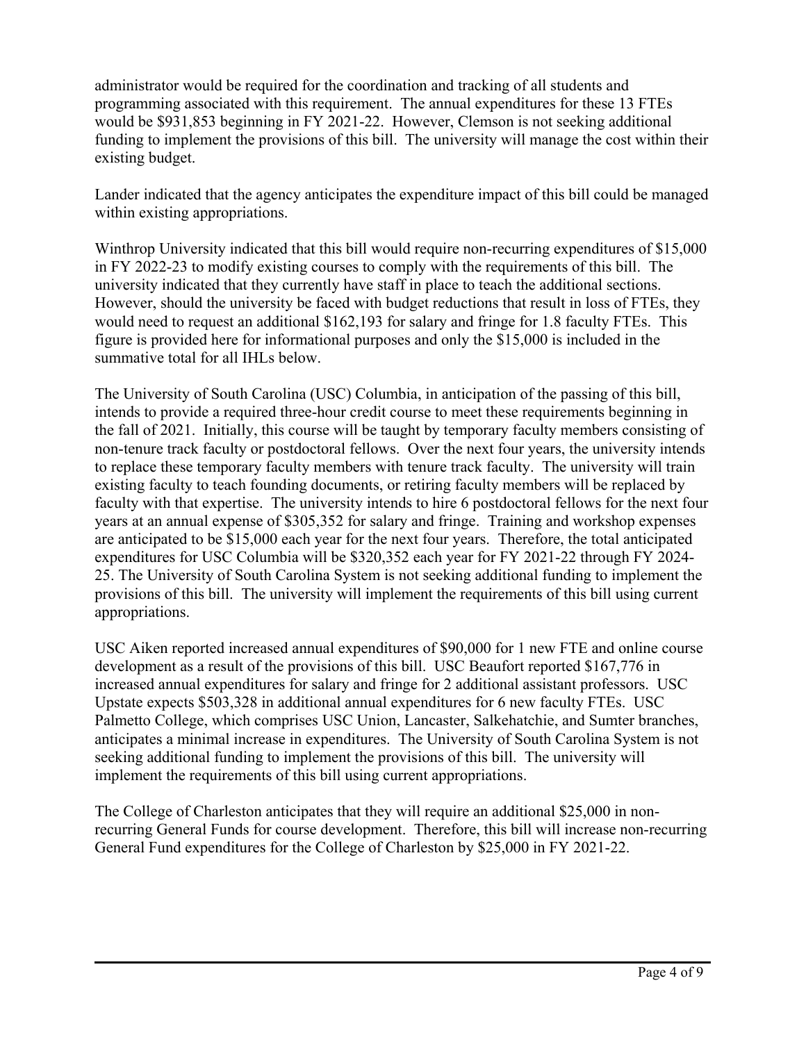administrator would be required for the coordination and tracking of all students and programming associated with this requirement. The annual expenditures for these 13 FTEs would be $931,853 beginning in FY 2021-22. However, Clemson is not seeking additional funding to implement the provisions of this bill. The university will manage the cost within their existing budget.

Lander indicated that the agency anticipates the expenditure impact of this bill could be managed within existing appropriations.

Winthrop University indicated that this bill would require non-recurring expenditures of $15,000 in FY 2022-23 to modify existing courses to comply with the requirements of this bill. The university indicated that they currently have staff in place to teach the additional sections. However, should the university be faced with budget reductions that result in loss of FTEs, they would need to request an additional $162,193 for salary and fringe for 1.8 faculty FTEs. This figure is provided here for informational purposes and only the $15,000 is included in the summative total for all IHLs below.

The University of South Carolina (USC) Columbia, in anticipation of the passing of this bill, intends to provide a required three-hour credit course to meet these requirements beginning in the fall of 2021. Initially, this course will be taught by temporary faculty members consisting of non-tenure track faculty or postdoctoral fellows. Over the next four years, the university intends to replace these temporary faculty members with tenure track faculty. The university will train existing faculty to teach founding documents, or retiring faculty members will be replaced by faculty with that expertise. The university intends to hire 6 postdoctoral fellows for the next four years at an annual expense of $305,352 for salary and fringe. Training and workshop expenses are anticipated to be $15,000 each year for the next four years. Therefore, the total anticipated expenditures for USC Columbia will be $320,352 each year for FY 2021-22 through FY 2024-25. The University of South Carolina System is not seeking additional funding to implement the provisions of this bill. The university will implement the requirements of this bill using current appropriations.

USC Aiken reported increased annual expenditures of $90,000 for 1 new FTE and online course development as a result of the provisions of this bill. USC Beaufort reported $167,776 in increased annual expenditures for salary and fringe for 2 additional assistant professors. USC Upstate expects $503,328 in additional annual expenditures for 6 new faculty FTEs. USC Palmetto College, which comprises USC Union, Lancaster, Salkehatchie, and Sumter branches, anticipates a minimal increase in expenditures. The University of South Carolina System is not seeking additional funding to implement the provisions of this bill. The university will implement the requirements of this bill using current appropriations.

The College of Charleston anticipates that they will require an additional $25,000 in non-recurring General Funds for course development. Therefore, this bill will increase non-recurring General Fund expenditures for the College of Charleston by $25,000 in FY 2021-22.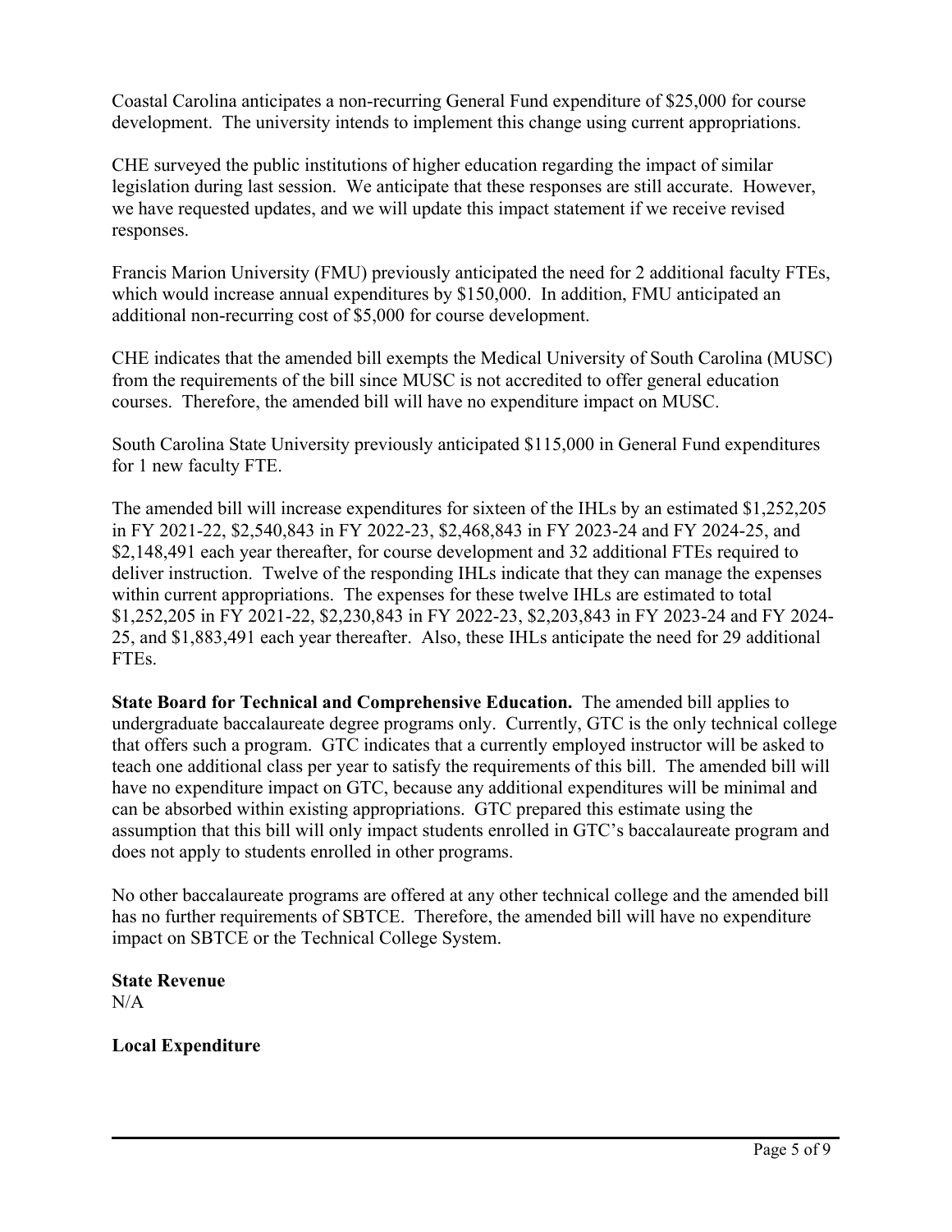Coastal Carolina anticipates a non-recurring General Fund expenditure of $25,000 for course development. The university intends to implement this change using current appropriations.

CHE surveyed the public institutions of higher education regarding the impact of similar legislation during last session. We anticipate that these responses are still accurate. However, we have requested updates, and we will update this impact statement if we receive revised responses.

Francis Marion University (FMU) previously anticipated the need for 2 additional faculty FTEs, which would increase annual expenditures by $150,000. In addition, FMU anticipated an additional non-recurring cost of $5,000 for course development.

CHE indicates that the amended bill exempts the Medical University of South Carolina (MUSC) from the requirements of the bill since MUSC is not accredited to offer general education courses. Therefore, the amended bill will have no expenditure impact on MUSC.

South Carolina State University previously anticipated $115,000 in General Fund expenditures for 1 new faculty FTE.

The amended bill will increase expenditures for sixteen of the IHLs by an estimated $1,252,205 in FY 2021-22, $2,540,843 in FY 2022-23, $2,468,843 in FY 2023-24 and FY 2024-25, and $2,148,491 each year thereafter, for course development and 32 additional FTEs required to deliver instruction. Twelve of the responding IHLs indicate that they can manage the expenses within current appropriations. The expenses for these twelve IHLs are estimated to total $1,252,205 in FY 2021-22, $2,230,843 in FY 2022-23, $2,203,843 in FY 2023-24 and FY 2024-25, and $1,883,491 each year thereafter. Also, these IHLs anticipate the need for 29 additional FTEs.

**State Board for Technical and Comprehensive Education.** The amended bill applies to undergraduate baccalaureate degree programs only. Currently, GTC is the only technical college that offers such a program. GTC indicates that a currently employed instructor will be asked to teach one additional class per year to satisfy the requirements of this bill. The amended bill will have no expenditure impact on GTC, because any additional expenditures will be minimal and can be absorbed within existing appropriations. GTC prepared this estimate using the assumption that this bill will only impact students enrolled in GTC's baccalaureate program and does not apply to students enrolled in other programs.

No other baccalaureate programs are offered at any other technical college and the amended bill has no further requirements of SBTCE. Therefore, the amended bill will have no expenditure impact on SBTCE or the Technical College System.

**State Revenue**
N/A

**Local Expenditure**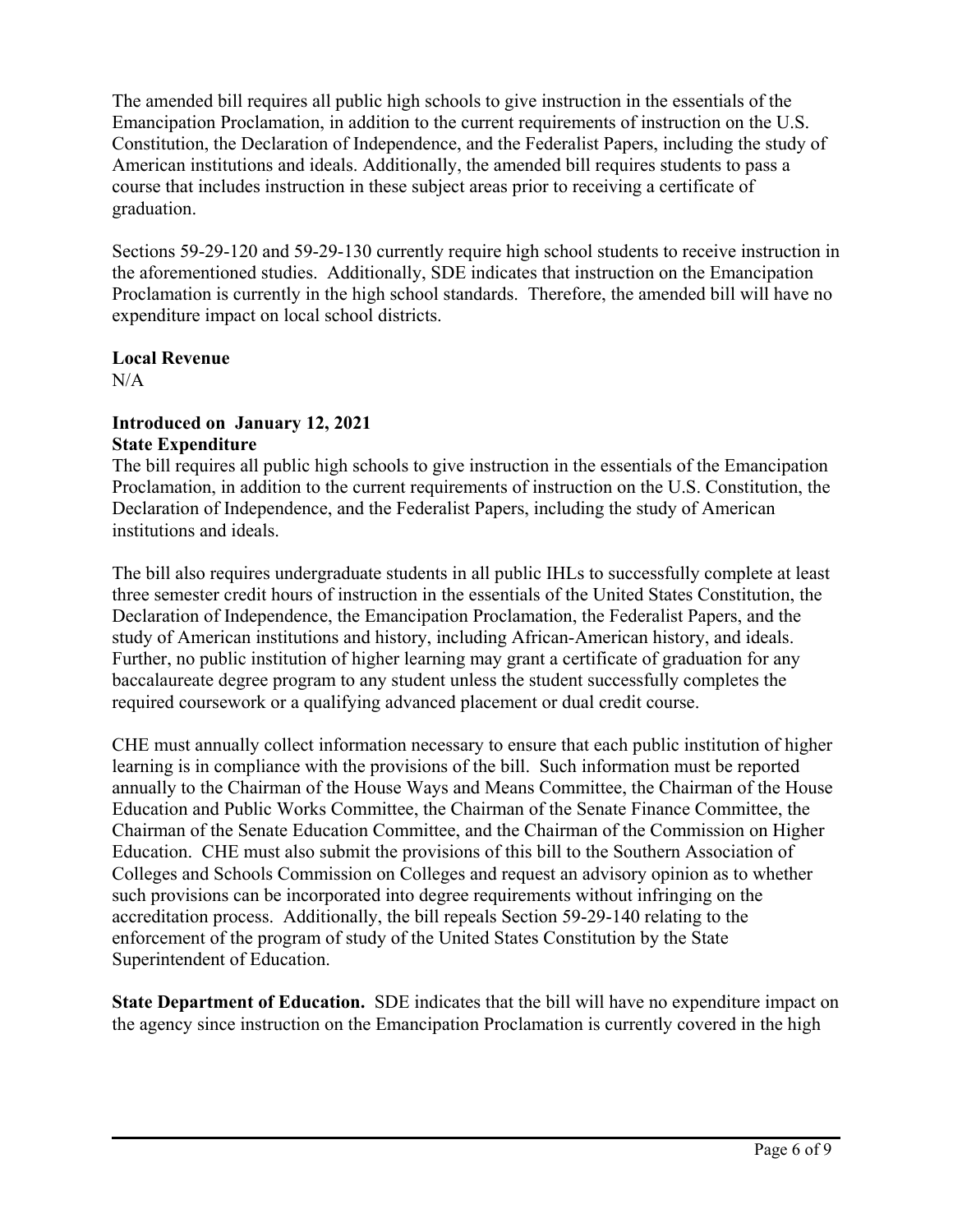The amended bill requires all public high schools to give instruction in the essentials of the Emancipation Proclamation, in addition to the current requirements of instruction on the U.S. Constitution, the Declaration of Independence, and the Federalist Papers, including the study of American institutions and ideals. Additionally, the amended bill requires students to pass a course that includes instruction in these subject areas prior to receiving a certificate of graduation.

Sections 59-29-120 and 59-29-130 currently require high school students to receive instruction in the aforementioned studies. Additionally, SDE indicates that instruction on the Emancipation Proclamation is currently in the high school standards. Therefore, the amended bill will have no expenditure impact on local school districts.

**Local Revenue**
N/A

**Introduced on January 12, 2021**
**State Expenditure**
The bill requires all public high schools to give instruction in the essentials of the Emancipation Proclamation, in addition to the current requirements of instruction on the U.S. Constitution, the Declaration of Independence, and the Federalist Papers, including the study of American institutions and ideals.

The bill also requires undergraduate students in all public IHLs to successfully complete at least three semester credit hours of instruction in the essentials of the United States Constitution, the Declaration of Independence, the Emancipation Proclamation, the Federalist Papers, and the study of American institutions and history, including African-American history, and ideals. Further, no public institution of higher learning may grant a certificate of graduation for any baccalaureate degree program to any student unless the student successfully completes the required coursework or a qualifying advanced placement or dual credit course.

CHE must annually collect information necessary to ensure that each public institution of higher learning is in compliance with the provisions of the bill. Such information must be reported annually to the Chairman of the House Ways and Means Committee, the Chairman of the House Education and Public Works Committee, the Chairman of the Senate Finance Committee, the Chairman of the Senate Education Committee, and the Chairman of the Commission on Higher Education. CHE must also submit the provisions of this bill to the Southern Association of Colleges and Schools Commission on Colleges and request an advisory opinion as to whether such provisions can be incorporated into degree requirements without infringing on the accreditation process. Additionally, the bill repeals Section 59-29-140 relating to the enforcement of the program of study of the United States Constitution by the State Superintendent of Education.

**State Department of Education.** SDE indicates that the bill will have no expenditure impact on the agency since instruction on the Emancipation Proclamation is currently covered in the high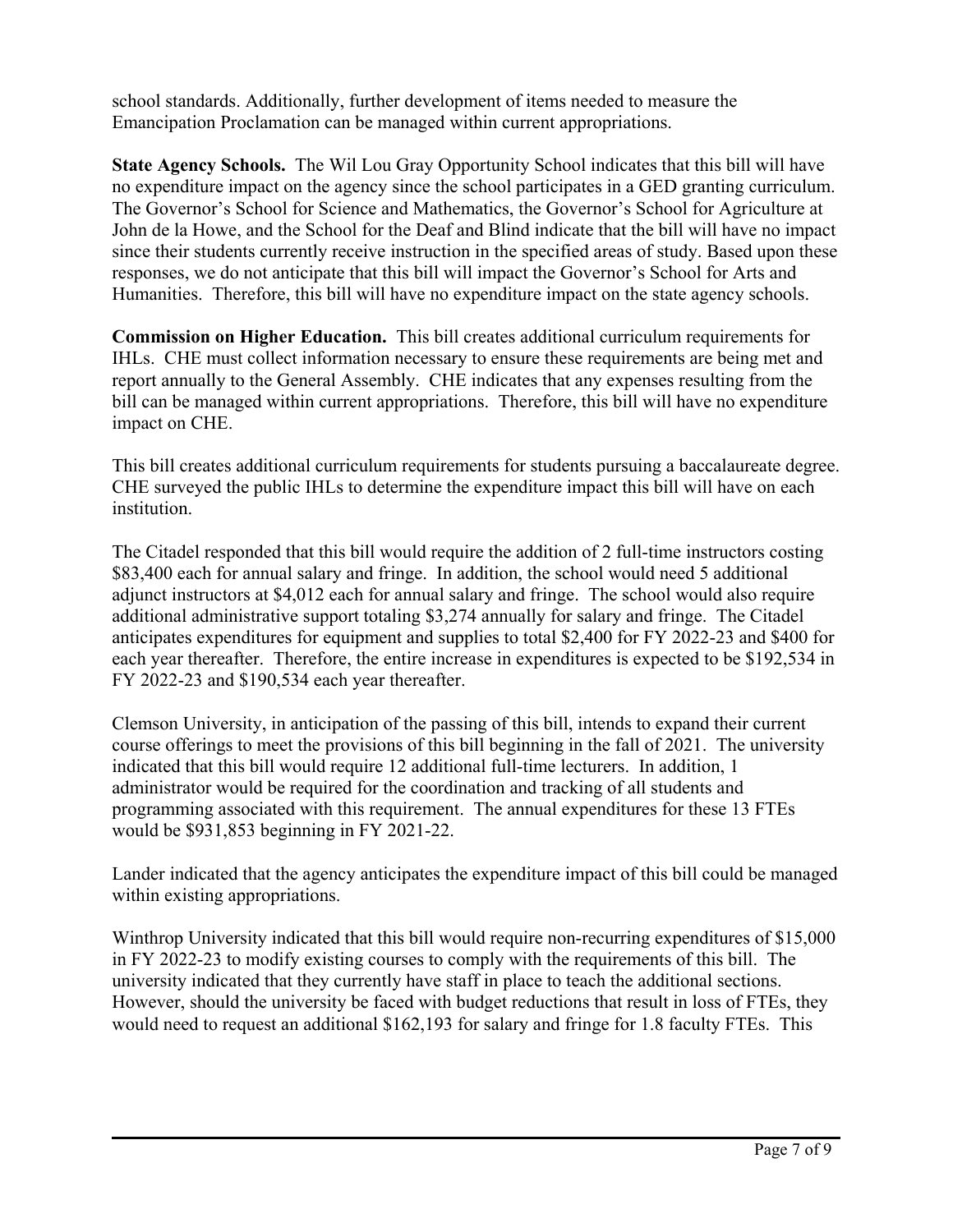school standards. Additionally, further development of items needed to measure the Emancipation Proclamation can be managed within current appropriations.

**State Agency Schools.** The Wil Lou Gray Opportunity School indicates that this bill will have no expenditure impact on the agency since the school participates in a GED granting curriculum. The Governor's School for Science and Mathematics, the Governor's School for Agriculture at John de la Howe, and the School for the Deaf and Blind indicate that the bill will have no impact since their students currently receive instruction in the specified areas of study. Based upon these responses, we do not anticipate that this bill will impact the Governor's School for Arts and Humanities. Therefore, this bill will have no expenditure impact on the state agency schools.

**Commission on Higher Education.** This bill creates additional curriculum requirements for IHLs. CHE must collect information necessary to ensure these requirements are being met and report annually to the General Assembly. CHE indicates that any expenses resulting from the bill can be managed within current appropriations. Therefore, this bill will have no expenditure impact on CHE.

This bill creates additional curriculum requirements for students pursuing a baccalaureate degree. CHE surveyed the public IHLs to determine the expenditure impact this bill will have on each institution.

The Citadel responded that this bill would require the addition of 2 full-time instructors costing $83,400 each for annual salary and fringe. In addition, the school would need 5 additional adjunct instructors at $4,012 each for annual salary and fringe. The school would also require additional administrative support totaling $3,274 annually for salary and fringe. The Citadel anticipates expenditures for equipment and supplies to total $2,400 for FY 2022-23 and $400 for each year thereafter. Therefore, the entire increase in expenditures is expected to be $192,534 in FY 2022-23 and $190,534 each year thereafter.

Clemson University, in anticipation of the passing of this bill, intends to expand their current course offerings to meet the provisions of this bill beginning in the fall of 2021. The university indicated that this bill would require 12 additional full-time lecturers. In addition, 1 administrator would be required for the coordination and tracking of all students and programming associated with this requirement. The annual expenditures for these 13 FTEs would be $931,853 beginning in FY 2021-22.

Lander indicated that the agency anticipates the expenditure impact of this bill could be managed within existing appropriations.

Winthrop University indicated that this bill would require non-recurring expenditures of $15,000 in FY 2022-23 to modify existing courses to comply with the requirements of this bill. The university indicated that they currently have staff in place to teach the additional sections. However, should the university be faced with budget reductions that result in loss of FTEs, they would need to request an additional $162,193 for salary and fringe for 1.8 faculty FTEs. This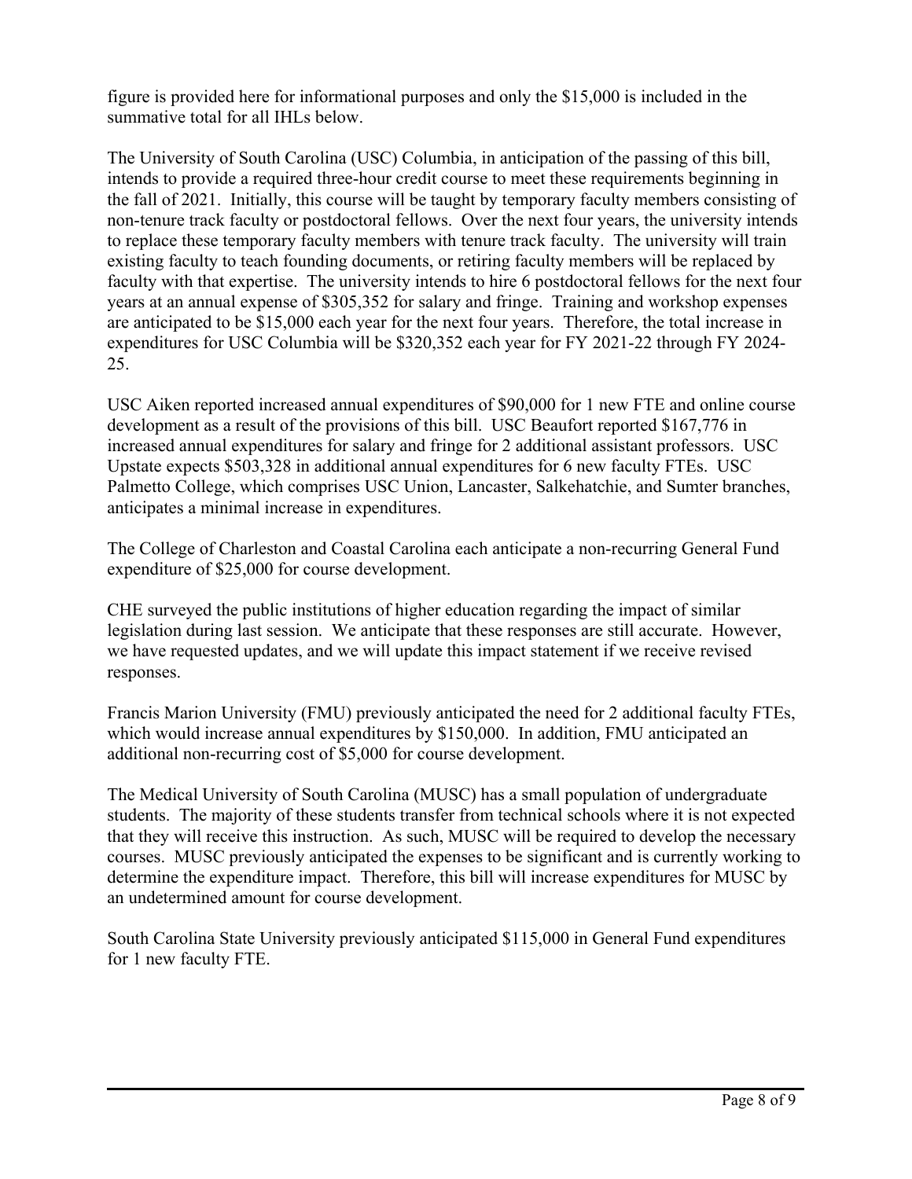figure is provided here for informational purposes and only the $15,000 is included in the summative total for all IHLs below.

The University of South Carolina (USC) Columbia, in anticipation of the passing of this bill, intends to provide a required three-hour credit course to meet these requirements beginning in the fall of 2021. Initially, this course will be taught by temporary faculty members consisting of non-tenure track faculty or postdoctoral fellows. Over the next four years, the university intends to replace these temporary faculty members with tenure track faculty. The university will train existing faculty to teach founding documents, or retiring faculty members will be replaced by faculty with that expertise. The university intends to hire 6 postdoctoral fellows for the next four years at an annual expense of $305,352 for salary and fringe. Training and workshop expenses are anticipated to be $15,000 each year for the next four years. Therefore, the total increase in expenditures for USC Columbia will be $320,352 each year for FY 2021-22 through FY 2024-25.

USC Aiken reported increased annual expenditures of $90,000 for 1 new FTE and online course development as a result of the provisions of this bill. USC Beaufort reported $167,776 in increased annual expenditures for salary and fringe for 2 additional assistant professors. USC Upstate expects $503,328 in additional annual expenditures for 6 new faculty FTEs. USC Palmetto College, which comprises USC Union, Lancaster, Salkehatchie, and Sumter branches, anticipates a minimal increase in expenditures.

The College of Charleston and Coastal Carolina each anticipate a non-recurring General Fund expenditure of $25,000 for course development.

CHE surveyed the public institutions of higher education regarding the impact of similar legislation during last session. We anticipate that these responses are still accurate. However, we have requested updates, and we will update this impact statement if we receive revised responses.

Francis Marion University (FMU) previously anticipated the need for 2 additional faculty FTEs, which would increase annual expenditures by $150,000. In addition, FMU anticipated an additional non-recurring cost of $5,000 for course development.

The Medical University of South Carolina (MUSC) has a small population of undergraduate students. The majority of these students transfer from technical schools where it is not expected that they will receive this instruction. As such, MUSC will be required to develop the necessary courses. MUSC previously anticipated the expenses to be significant and is currently working to determine the expenditure impact. Therefore, this bill will increase expenditures for MUSC by an undetermined amount for course development.

South Carolina State University previously anticipated $115,000 in General Fund expenditures for 1 new faculty FTE.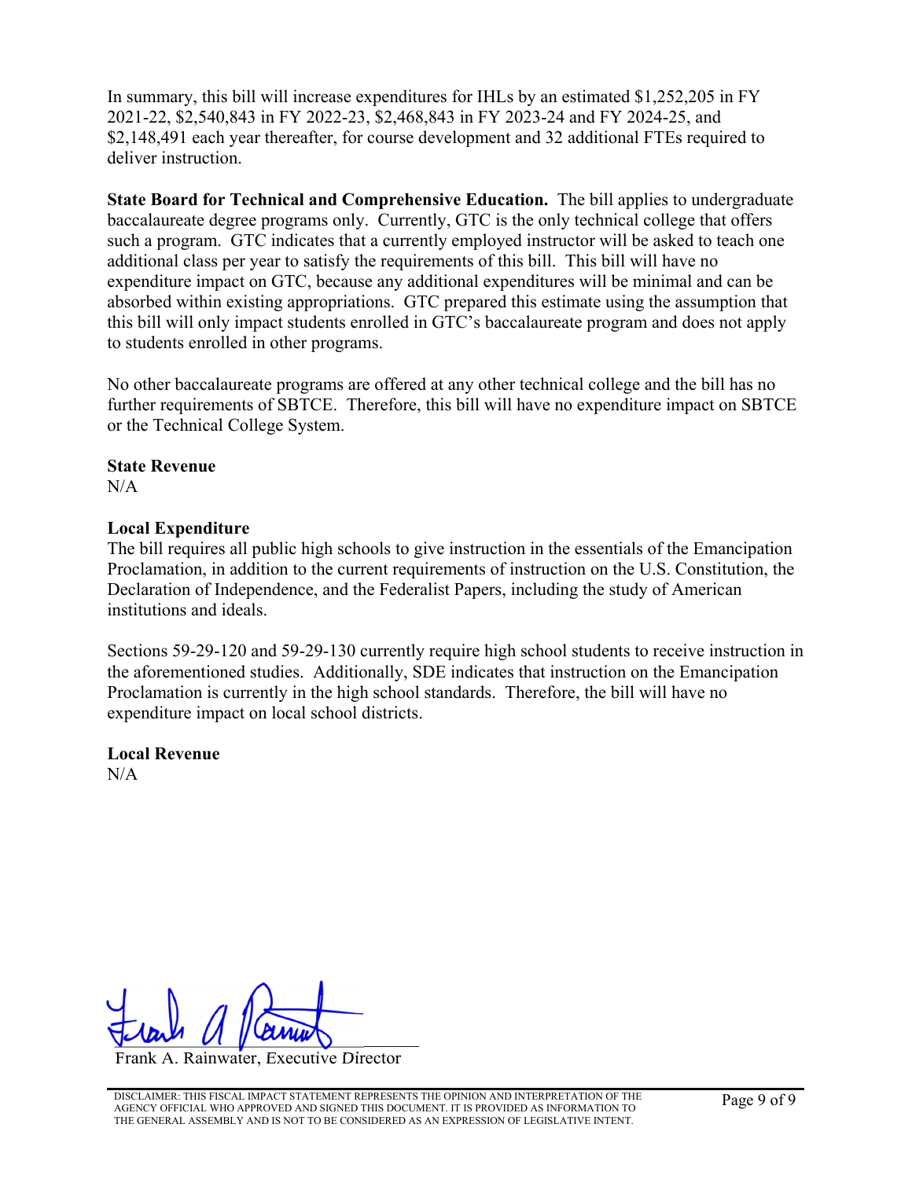In summary, this bill will increase expenditures for IHLs by an estimated $1,252,205 in FY 2021-22, $2,540,843 in FY 2022-23, $2,468,843 in FY 2023-24 and FY 2024-25, and $2,148,491 each year thereafter, for course development and 32 additional FTEs required to deliver instruction.

**State Board for Technical and Comprehensive Education.** The bill applies to undergraduate baccalaureate degree programs only. Currently, GTC is the only technical college that offers such a program. GTC indicates that a currently employed instructor will be asked to teach one additional class per year to satisfy the requirements of this bill. This bill will have no expenditure impact on GTC, because any additional expenditures will be minimal and can be absorbed within existing appropriations. GTC prepared this estimate using the assumption that this bill will only impact students enrolled in GTC's baccalaureate program and does not apply to students enrolled in other programs.

No other baccalaureate programs are offered at any other technical college and the bill has no further requirements of SBTCE. Therefore, this bill will have no expenditure impact on SBTCE or the Technical College System.

**State Revenue**
N/A

**Local Expenditure**
The bill requires all public high schools to give instruction in the essentials of the Emancipation Proclamation, in addition to the current requirements of instruction on the U.S. Constitution, the Declaration of Independence, and the Federalist Papers, including the study of American institutions and ideals.

Sections 59-29-120 and 59-29-130 currently require high school students to receive instruction in the aforementioned studies. Additionally, SDE indicates that instruction on the Emancipation Proclamation is currently in the high school standards. Therefore, the bill will have no expenditure impact on local school districts.

**Local Revenue**
N/A

Frank A. Rainwater, Executive Director

DISCLAIMER: THIS FISCAL IMPACT STATEMENT REPRESENTS THE OPINION AND INTERPRETATION OF THE AGENCY OFFICIAL WHO APPROVED AND SIGNED THIS DOCUMENT. IT IS PROVIDED AS INFORMATION TO THE GENERAL ASSEMBLY AND IS NOT TO BE CONSIDERED AS AN EXPRESSION OF LEGISLATIVE INTENT.